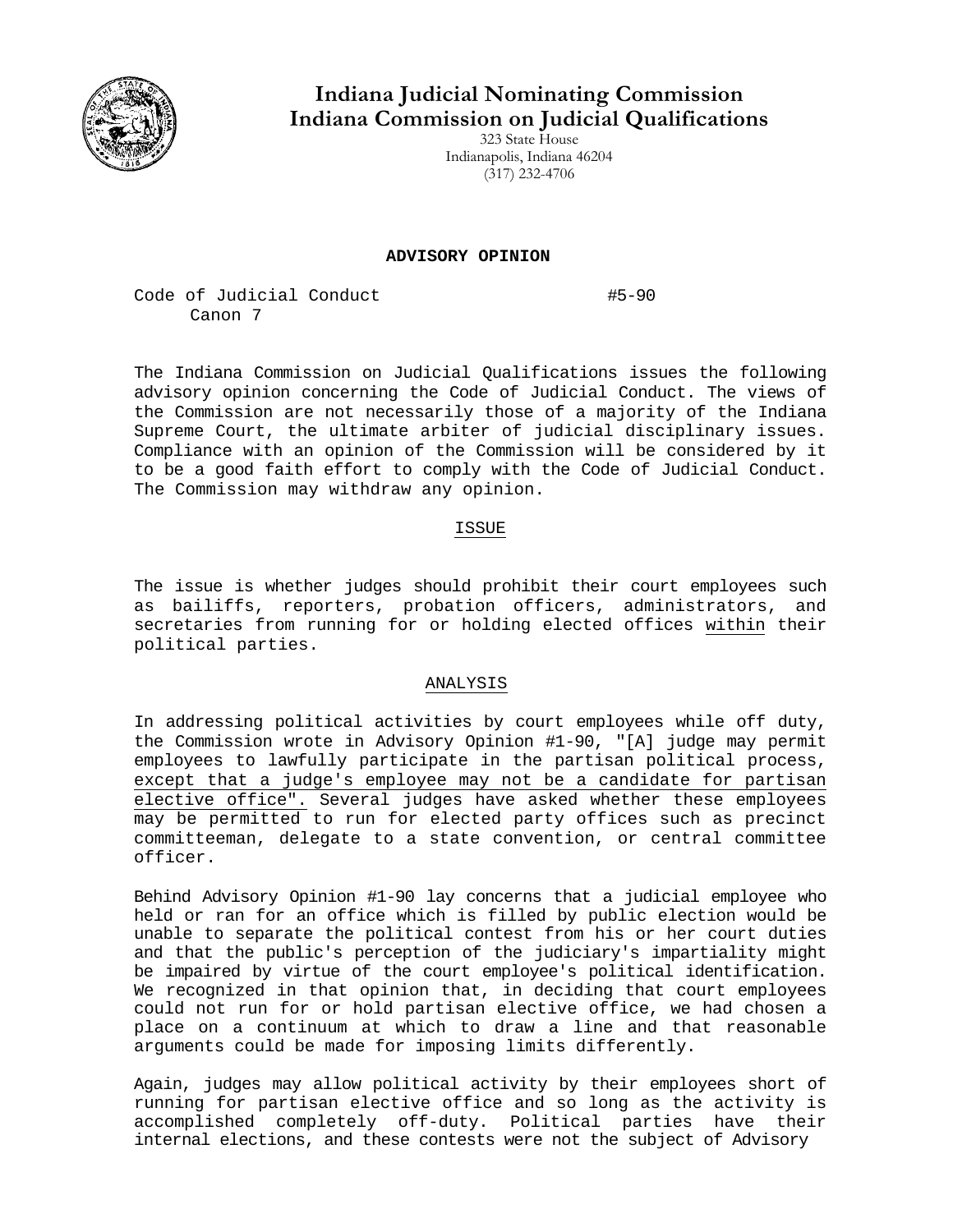# Indiana Judicial Nominating Commission
# Indiana Commission on Judicial Qualifications

323 State House
Indianapolis, Indiana 46204
(317) 232-4706

**ADVISORY OPINION**

Code of Judicial Conduct #5-90
Canon 7

The Indiana Commission on Judicial Qualifications issues the following advisory opinion concerning the Code of Judicial Conduct. The views of the Commission are not necessarily those of a majority of the Indiana Supreme Court, the ultimate arbiter of judicial disciplinary issues. Compliance with an opinion of the Commission will be considered by it to be a good faith effort to comply with the Code of Judicial Conduct. The Commission may withdraw any opinion.

## ISSUE

The issue is whether judges should prohibit their court employees such as bailiffs, reporters, probation officers, administrators, and secretaries from running for or holding elected offices within their political parties.

## ANALYSIS

In addressing political activities by court employees while off duty, the Commission wrote in Advisory Opinion #1-90, "[A] judge may permit employees to lawfully participate in the partisan political process, except that a judge's employee may not be a candidate for partisan elective office". Several judges have asked whether these employees may be permitted to run for elected party offices such as precinct committeeman, delegate to a state convention, or central committee officer.

Behind Advisory Opinion #1-90 lay concerns that a judicial employee who held or ran for an office which is filled by public election would be unable to separate the political contest from his or her court duties and that the public's perception of the judiciary's impartiality might be impaired by virtue of the court employee's political identification. We recognized in that opinion that, in deciding that court employees could not run for or hold partisan elective office, we had chosen a place on a continuum at which to draw a line and that reasonable arguments could be made for imposing limits differently.

Again, judges may allow political activity by their employees short of running for partisan elective office and so long as the activity is accomplished completely off-duty. Political parties have their internal elections, and these contests were not the subject of Advisory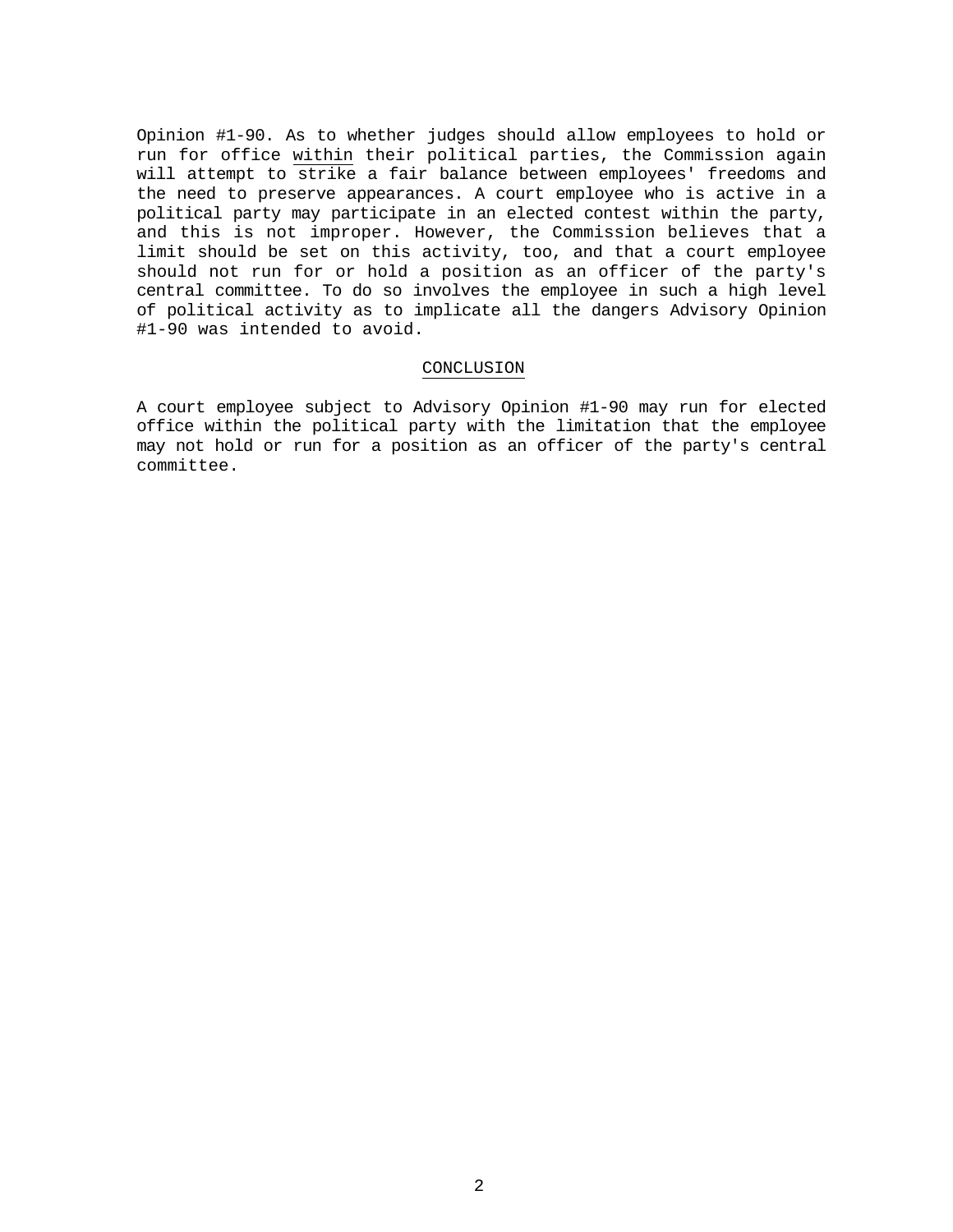Opinion #1-90. As to whether judges should allow employees to hold or run for office <u>within</u> their political parties, the Commission again will attempt to strike a fair balance between employees' freedoms and the need to preserve appearances. A court employee who is active in a political party may participate in an elected contest within the party, and this is not improper. However, the Commission believes that a limit should be set on this activity, too, and that a court employee should not run for or hold a position as an officer of the party's central committee. To do so involves the employee in such a high level of political activity as to implicate all the dangers Advisory Opinion #1-90 was intended to avoid.

## CONCLUSION

A court employee subject to Advisory Opinion #1-90 may run for elected office within the political party with the limitation that the employee may not hold or run for a position as an officer of the party's central committee.